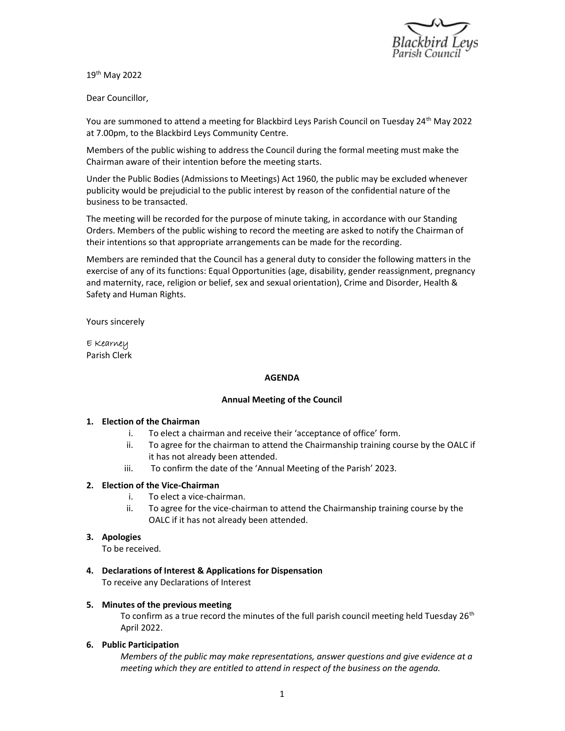19th May 2022

Dear Councillor,

You are summoned to attend a meeting for Blackbird Leys Parish Council on Tuesday 24th May 2022 at 7.00pm, to the Blackbird Leys Community Centre.

Members of the public wishing to address the Council during the formal meeting must make the Chairman aware of their intention before the meeting starts.

Under the Public Bodies (Admissions to Meetings) Act 1960, the public may be excluded whenever publicity would be prejudicial to the public interest by reason of the confidential nature of the business to be transacted.

The meeting will be recorded for the purpose of minute taking, in accordance with our Standing Orders. Members of the public wishing to record the meeting are asked to notify the Chairman of their intentions so that appropriate arrangements can be made for the recording.

Members are reminded that the Council has a general duty to consider the following matters in the exercise of any of its functions: Equal Opportunities (age, disability, gender reassignment, pregnancy and maternity, race, religion or belief, sex and sexual orientation), Crime and Disorder, Health & Safety and Human Rights.

Yours sincerely

E Kearney
Parish Clerk

**AGENDA**

**Annual Meeting of the Council**

1. **Election of the Chairman**
   i. To elect a chairman and receive their 'acceptance of office' form.
   ii. To agree for the chairman to attend the Chairmanship training course by the OALC if it has not already been attended.
   iii. To confirm the date of the 'Annual Meeting of the Parish' 2023.

2. **Election of the Vice-Chairman**
   i. To elect a vice-chairman.
   ii. To agree for the vice-chairman to attend the Chairmanship training course by the OALC if it has not already been attended.

3. **Apologies**
   To be received.

4. **Declarations of Interest & Applications for Dispensation**
   To receive any Declarations of Interest

5. **Minutes of the previous meeting**
   To confirm as a true record the minutes of the full parish council meeting held Tuesday 26th April 2022.

6. **Public Participation**
   *Members of the public may make representations, answer questions and give evidence at a meeting which they are entitled to attend in respect of the business on the agenda.*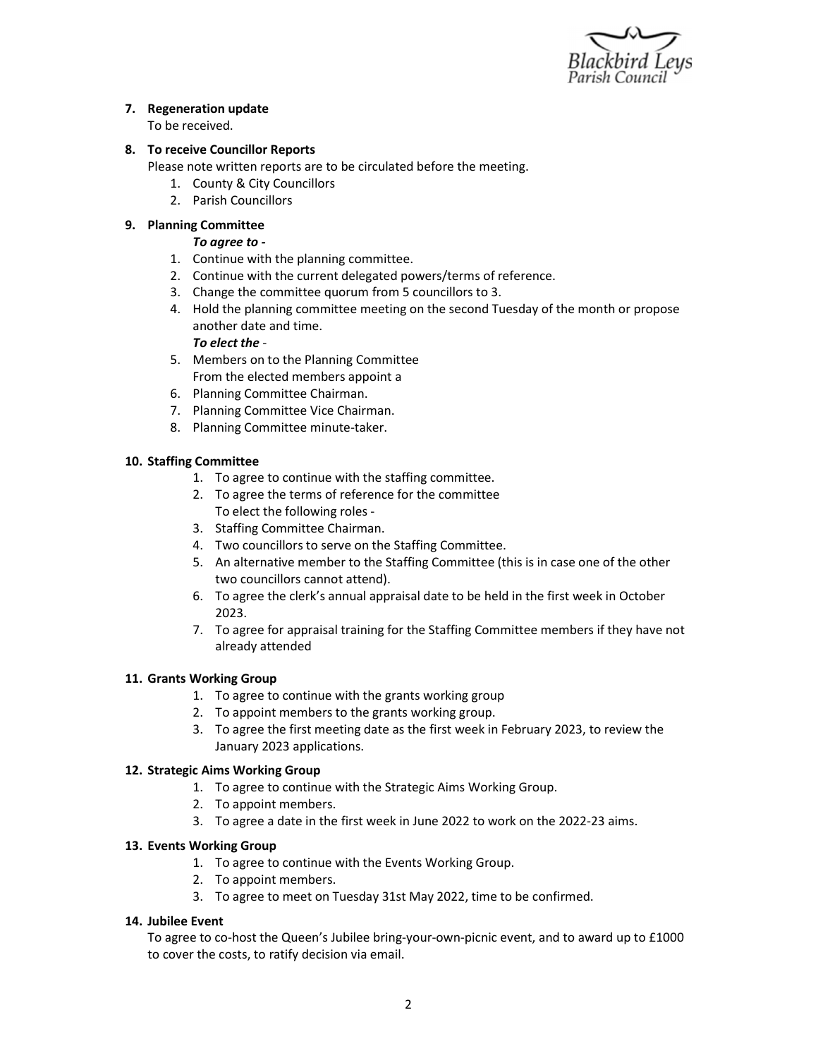**7. Regeneration update**

To be received.

**8. To receive Councillor Reports**

Please note written reports are to be circulated before the meeting.

1. County & City Councillors
2. Parish Councillors

**9. Planning Committee**

***To agree to -***

1. Continue with the planning committee.
2. Continue with the current delegated powers/terms of reference.
3. Change the committee quorum from 5 councillors to 3.
4. Hold the planning committee meeting on the second Tuesday of the month or propose another date and time.

***To elect the*** -

5. Members on to the Planning Committee
   From the elected members appoint a
6. Planning Committee Chairman.
7. Planning Committee Vice Chairman.
8. Planning Committee minute-taker.

**10. Staffing Committee**

1. To agree to continue with the staffing committee.
2. To agree the terms of reference for the committee
   To elect the following roles -
3. Staffing Committee Chairman.
4. Two councillors to serve on the Staffing Committee.
5. An alternative member to the Staffing Committee (this is in case one of the other two councillors cannot attend).
6. To agree the clerk's annual appraisal date to be held in the first week in October 2023.
7. To agree for appraisal training for the Staffing Committee members if they have not already attended

**11. Grants Working Group**

1. To agree to continue with the grants working group
2. To appoint members to the grants working group.
3. To agree the first meeting date as the first week in February 2023, to review the January 2023 applications.

**12. Strategic Aims Working Group**

1. To agree to continue with the Strategic Aims Working Group.
2. To appoint members.
3. To agree a date in the first week in June 2022 to work on the 2022-23 aims.

**13. Events Working Group**

1. To agree to continue with the Events Working Group.
2. To appoint members.
3. To agree to meet on Tuesday 31st May 2022, time to be confirmed.

**14. Jubilee Event**

To agree to co-host the Queen's Jubilee bring-your-own-picnic event, and to award up to £1000 to cover the costs, to ratify decision via email.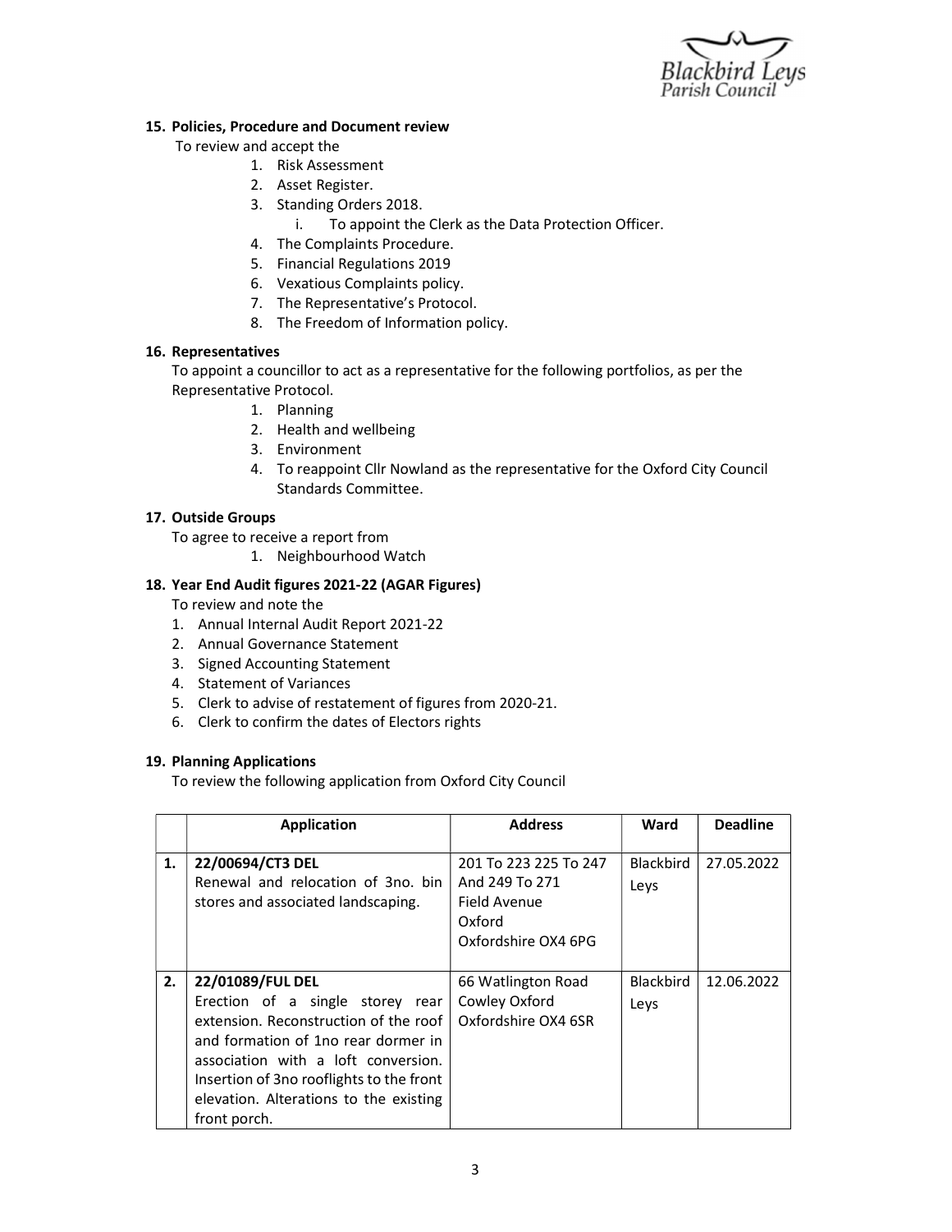**15. Policies, Procedure and Document review**

To review and accept the

1. Risk Assessment
2. Asset Register.
3. Standing Orders 2018.
    i. To appoint the Clerk as the Data Protection Officer.
4. The Complaints Procedure.
5. Financial Regulations 2019
6. Vexatious Complaints policy.
7. The Representative's Protocol.
8. The Freedom of Information policy.

**16. Representatives**

To appoint a councillor to act as a representative for the following portfolios, as per the Representative Protocol.

1. Planning
2. Health and wellbeing
3. Environment
4. To reappoint Cllr Nowland as the representative for the Oxford City Council Standards Committee.

**17. Outside Groups**

To agree to receive a report from

1. Neighbourhood Watch

**18. Year End Audit figures 2021-22 (AGAR Figures)**

To review and note the

1. Annual Internal Audit Report 2021-22
2. Annual Governance Statement
3. Signed Accounting Statement
4. Statement of Variances
5. Clerk to advise of restatement of figures from 2020-21.
6. Clerk to confirm the dates of Electors rights

**19. Planning Applications**

To review the following application from Oxford City Council

| | Application | Address | Ward | Deadline |
|---|---|---|---|---|
| 1. | **22/00694/CT3 DEL**<br>Renewal and relocation of 3no. bin stores and associated landscaping. | 201 To 223 225 To 247 And 249 To 271<br>Field Avenue<br>Oxford<br>Oxfordshire OX4 6PG | Blackbird Leys | 27.05.2022 |
| 2. | **22/01089/FUL DEL**<br>Erection of a single storey rear extension. Reconstruction of the roof and formation of 1no rear dormer in association with a loft conversion. Insertion of 3no rooflights to the front elevation. Alterations to the existing front porch. | 66 Watlington Road<br>Cowley Oxford<br>Oxfordshire OX4 6SR | Blackbird Leys | 12.06.2022 |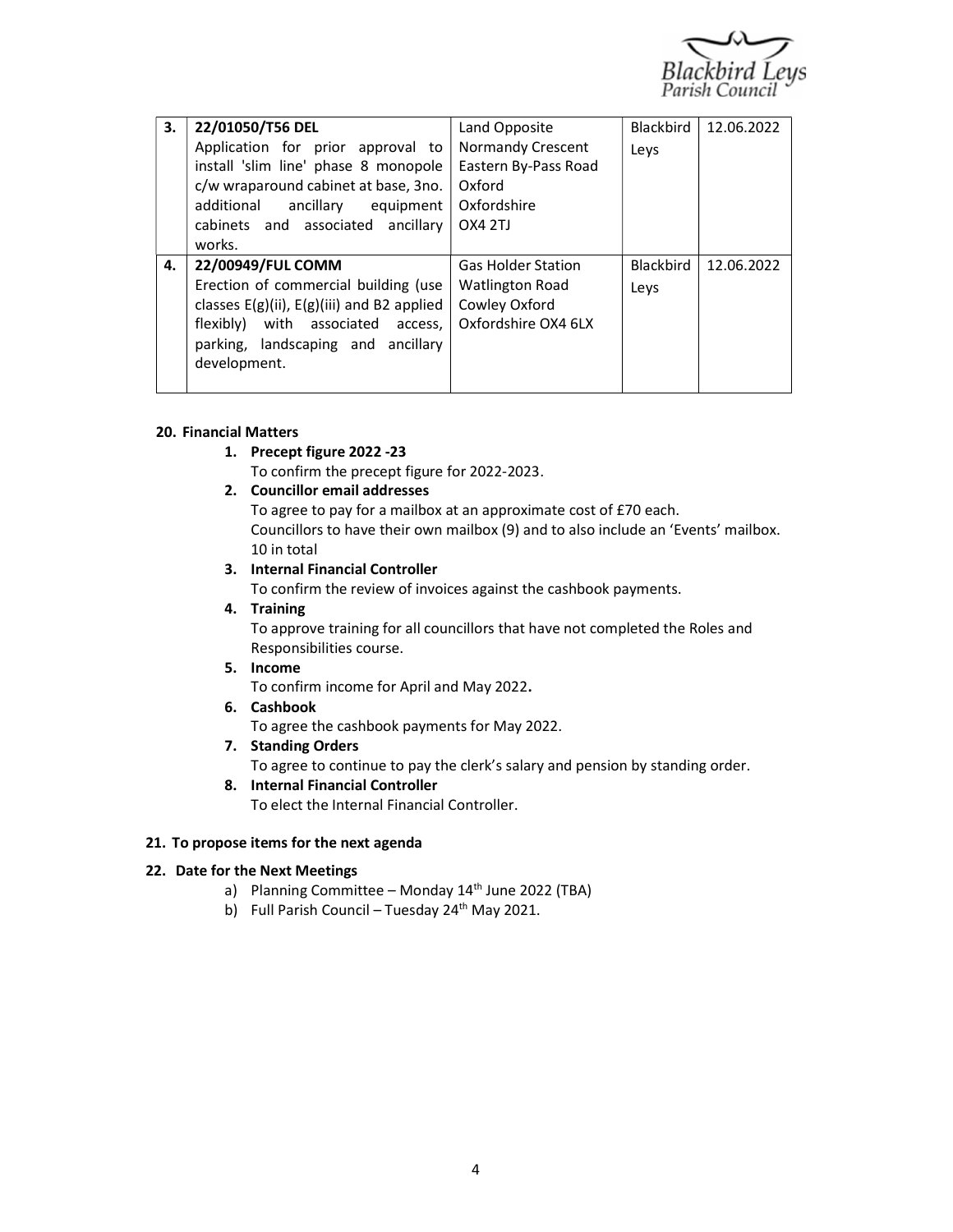| | | | | |
|---|---|---|---|---|
| **3.** | **22/01050/T56 DEL**<br>Application for prior approval to install 'slim line' phase 8 monopole c/w wraparound cabinet at base, 3no. additional ancillary equipment cabinets and associated ancillary works. | Land Opposite Normandy Crescent Eastern By-Pass Road Oxford Oxfordshire OX4 2TJ | Blackbird Leys | 12.06.2022 |
| **4.** | **22/00949/FUL COMM**<br>Erection of commercial building (use classes E(g)(ii), E(g)(iii) and B2 applied flexibly) with associated access, parking, landscaping and ancillary development. | Gas Holder Station Watlington Road Cowley Oxford Oxfordshire OX4 6LX | Blackbird Leys | 12.06.2022 |

**20. Financial Matters**

1. **Precept figure 2022 -23**
   To confirm the precept figure for 2022-2023.
2. **Councillor email addresses**
   To agree to pay for a mailbox at an approximate cost of £70 each.
   Councillors to have their own mailbox (9) and to also include an 'Events' mailbox. 10 in total
3. **Internal Financial Controller**
   To confirm the review of invoices against the cashbook payments.
4. **Training**
   To approve training for all councillors that have not completed the Roles and Responsibilities course.
5. **Income**
   To confirm income for April and May 2022**.**
6. **Cashbook**
   To agree the cashbook payments for May 2022.
7. **Standing Orders**
   To agree to continue to pay the clerk's salary and pension by standing order.
8. **Internal Financial Controller**
   To elect the Internal Financial Controller.

**21. To propose items for the next agenda**

**22. Date for the Next Meetings**

a) Planning Committee – Monday 14th June 2022 (TBA)
b) Full Parish Council – Tuesday 24th May 2021.